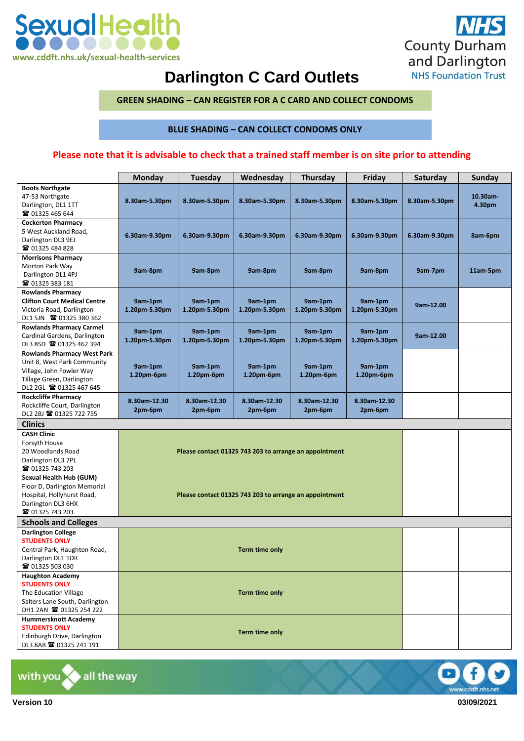SexualHealth
www.cddft.nhs.uk/sexual-health-services

NHS County Durham and Darlington NHS Foundation Trust

# Darlington C Card Outlets

**GREEN SHADING – CAN REGISTER FOR A C CARD AND COLLECT CONDOMS**

**BLUE SHADING – CAN COLLECT CONDOMS ONLY**

**Please note that it is advisable to check that a trained staff member is on site prior to attending**

| | Monday | Tuesday | Wednesday | Thursday | Friday | Saturday | Sunday |
|---|---|---|---|---|---|---|---|
| **Boots Northgate** 47-53 Northgate Darlington, DL1 1TT ☎ 01325 465 644 | 8.30am-5.30pm | 8.30am-5.30pm | 8.30am-5.30pm | 8.30am-5.30pm | 8.30am-5.30pm | 8.30am-5.30pm | 10.30am-4.30pm |
| **Cockerton Pharmacy** 5 West Auckland Road, Darlington DL3 9EJ ☎ 01325 484 828 | 6.30am-9.30pm | 6.30am-9.30pm | 6.30am-9.30pm | 6.30am-9.30pm | 6.30am-9.30pm | 6.30am-9.30pm | 8am-6pm |
| **Morrisons Pharmacy** Morton Park Way Darlington DL1 4PJ ☎ 01325 383 181 | 9am-8pm | 9am-8pm | 9am-8pm | 9am-8pm | 9am-8pm | 9am-7pm | 11am-5pm |
| **Rowlands Pharmacy Clifton Court Medical Centre** Victoria Road, Darlington DL1 5JN ☎ 01325 380 362 | 9am-1pm 1.20pm-5.30pm | 9am-1pm 1.20pm-5.30pm | 9am-1pm 1.20pm-5.30pm | 9am-1pm 1.20pm-5.30pm | 9am-1pm 1.20pm-5.30pm | 9am-12.00 | |
| **Rowlands Pharmacy Carmel** Cardinal Gardens, Darlington DL3 8SD ☎ 01325 462 394 | 9am-1pm 1.20pm-5.30pm | 9am-1pm 1.20pm-5.30pm | 9am-1pm 1.20pm-5.30pm | 9am-1pm 1.20pm-5.30pm | 9am-1pm 1.20pm-5.30pm | 9am-12.00 | |
| **Rowlands Pharmacy West Park** Unit 8, West Park Community Village, John Fowler Way Tillage Green, Darlington DL2 2GL ☎ 01325 467 645 | 9am-1pm 1.20pm-6pm | 9am-1pm 1.20pm-6pm | 9am-1pm 1.20pm-6pm | 9am-1pm 1.20pm-6pm | 9am-1pm 1.20pm-6pm | | |
| **Rockcliffe Pharmacy** Rockcliffe Court, Darlington DL2 2BJ ☎ 01325 722 755 | 8.30am-12.30 2pm-6pm | 8.30am-12.30 2pm-6pm | 8.30am-12.30 2pm-6pm | 8.30am-12.30 2pm-6pm | 8.30am-12.30 2pm-6pm | | |
| **Clinics** | | | | | | | |
| **CASH Clinic** Forsyth House 20 Woodlands Road Darlington DL3 7PL ☎ 01325 743 203 | Please contact 01325 743 203 to arrange an appointment | | | | | | |
| **Sexual Health Hub (GUM)** Floor D, Darlington Memorial Hospital, Hollyhurst Road, Darlington DL3 6HX ☎ 01325 743 203 | Please contact 01325 743 203 to arrange an appointment | | | | | | |
| **Schools and Colleges** | | | | | | | |
| **Darlington College** **STUDENTS ONLY** Central Park, Haughton Road, Darlington DL1 1DR ☎ 01325 503 030 | Term time only | | | | | | |
| **Haughton Academy** **STUDENTS ONLY** The Education Village Salters Lane South, Darlington DH1 2AN ☎ 01325 254 222 | Term time only | | | | | | |
| **Hummersknott Academy** **STUDENTS ONLY** Edinburgh Drive, Darlington DL3 8AR ☎ 01325 241 191 | Term time only | | | | | | |

with you all the way

www.cddft.nhs.net

Version 10

03/09/2021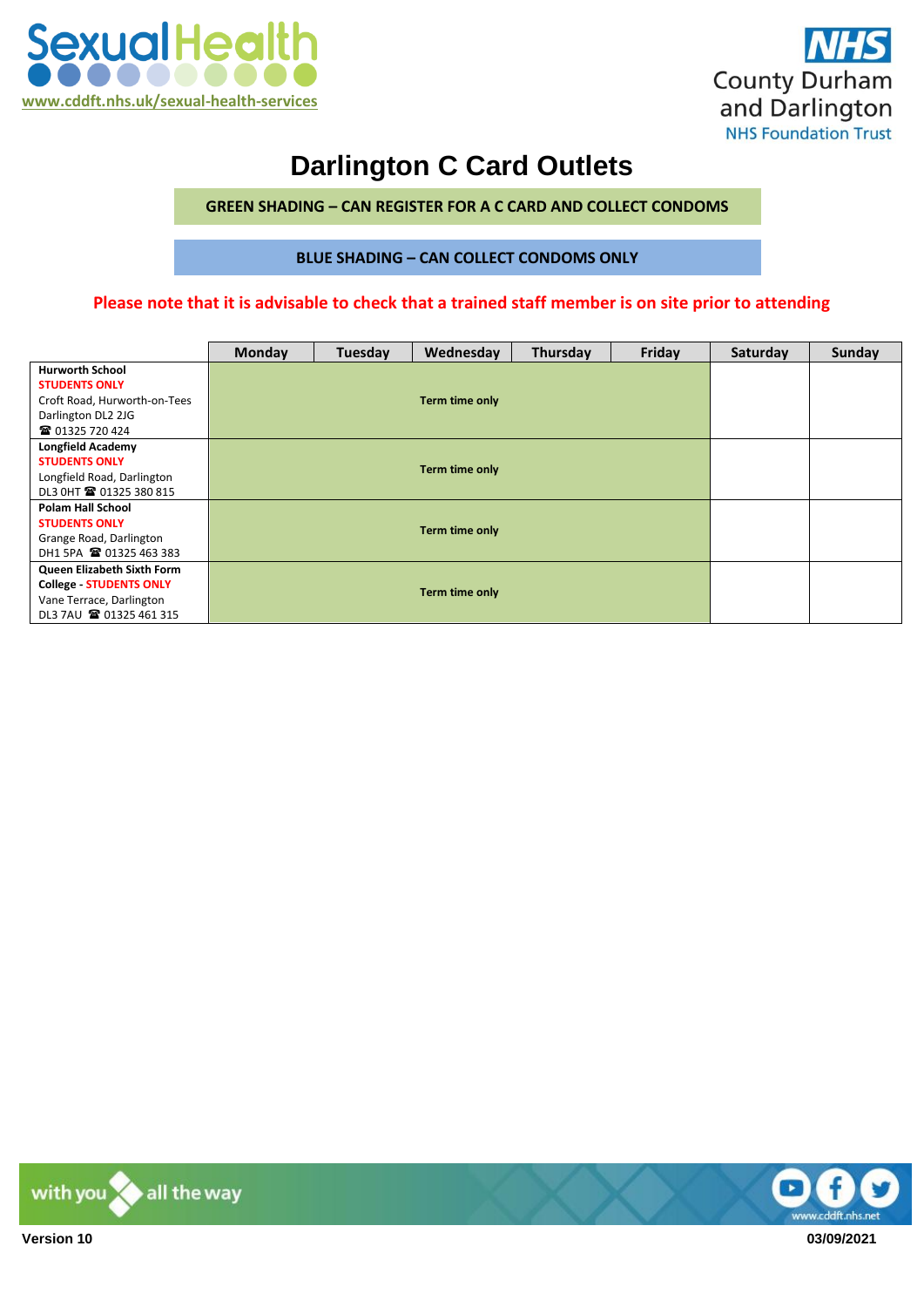SexualHealth
www.cddft.nhs.uk/sexual-health-services

NHS County Durham and Darlington NHS Foundation Trust

# Darlington C Card Outlets

**GREEN SHADING – CAN REGISTER FOR A C CARD AND COLLECT CONDOMS**

**BLUE SHADING – CAN COLLECT CONDOMS ONLY**

**Please note that it is advisable to check that a trained staff member is on site prior to attending**

| | Monday | Tuesday | Wednesday | Thursday | Friday | Saturday | Sunday |
|---|---|---|---|---|---|---|---|
| **Hurworth School**<br>**STUDENTS ONLY**<br>Croft Road, Hurworth-on-Tees<br>Darlington DL2 2JG<br>☎ 01325 720 424 | **Term time only** | | | | | | |
| **Longfield Academy**<br>**STUDENTS ONLY**<br>Longfield Road, Darlington<br>DL3 0HT ☎ 01325 380 815 | **Term time only** | | | | | | |
| **Polam Hall School**<br>**STUDENTS ONLY**<br>Grange Road, Darlington<br>DH1 5PA ☎ 01325 463 383 | **Term time only** | | | | | | |
| **Queen Elizabeth Sixth Form College - STUDENTS ONLY**<br>Vane Terrace, Darlington<br>DL3 7AU ☎ 01325 461 315 | **Term time only** | | | | | | |

with you all the way

www.cddft.nhs.net

Version 10

03/09/2021